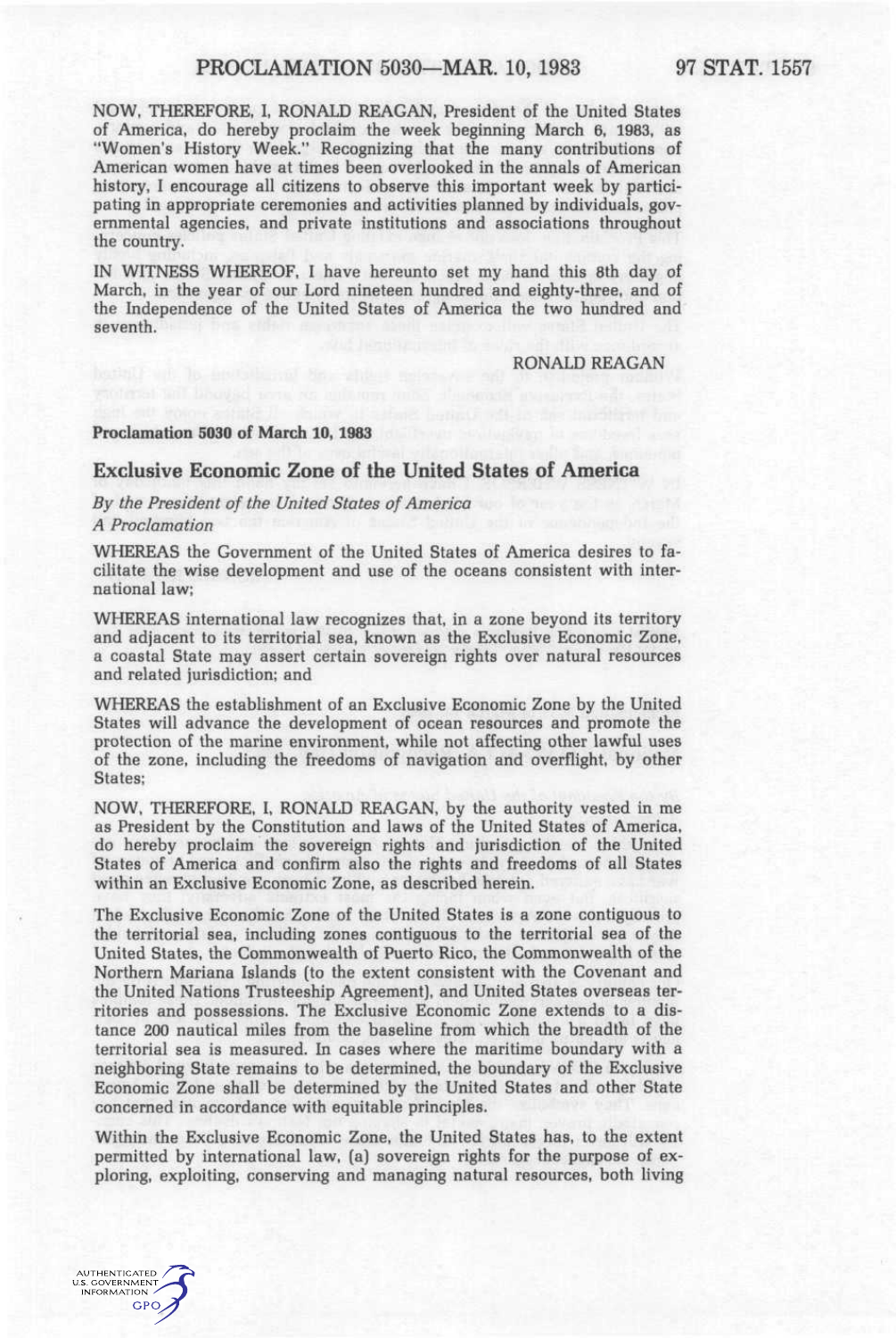NOW, THEREFORE, I, RONALD REAGAN, President of the United States of America, do hereby proclaim the week beginning March 6, 1983, as "Women's History Week." Recognizing that the many contributions of American women have at times been overlooked in the annals of American history, I encourage all citizens to observe this important week by participating in appropriate ceremonies and activities planned by individuals, governmental agencies, and private institutions and associations throughout the country.

IN WITNESS WHEREOF, I have hereunto set my hand this 8th day of March, in the year of our Lord nineteen hundred and eighty-three, and of the Independence of the United States of America the two hundred and seventh.

RONALD REAGAN

**Proclamation 5030 of March 10, 1983**

## Exclusive Economic Zone of the United States of America

*By the President of the United States of America*
*A Proclamation*

WHEREAS the Government of the United States of America desires to facilitate the wise development and use of the oceans consistent with international law;

WHEREAS international law recognizes that, in a zone beyond its territory and adjacent to its territorial sea, known as the Exclusive Economic Zone, a coastal State may assert certain sovereign rights over natural resources and related jurisdiction; and

WHEREAS the establishment of an Exclusive Economic Zone by the United States will advance the development of ocean resources and promote the protection of the marine environment, while not affecting other lawful uses of the zone, including the freedoms of navigation and overflight, by other States;

NOW, THEREFORE, I, RONALD REAGAN, by the authority vested in me as President by the Constitution and laws of the United States of America, do hereby proclaim the sovereign rights and jurisdiction of the United States of America and confirm also the rights and freedoms of all States within an Exclusive Economic Zone, as described herein.

The Exclusive Economic Zone of the United States is a zone contiguous to the territorial sea, including zones contiguous to the territorial sea of the United States, the Commonwealth of Puerto Rico, the Commonwealth of the Northern Mariana Islands (to the extent consistent with the Covenant and the United Nations Trusteeship Agreement), and United States overseas territories and possessions. The Exclusive Economic Zone extends to a distance 200 nautical miles from the baseline from which the breadth of the territorial sea is measured. In cases where the maritime boundary with a neighboring State remains to be determined, the boundary of the Exclusive Economic Zone shall be determined by the United States and other State concerned in accordance with equitable principles.

Within the Exclusive Economic Zone, the United States has, to the extent permitted by international law, (a) sovereign rights for the purpose of exploring, exploiting, conserving and managing natural resources, both living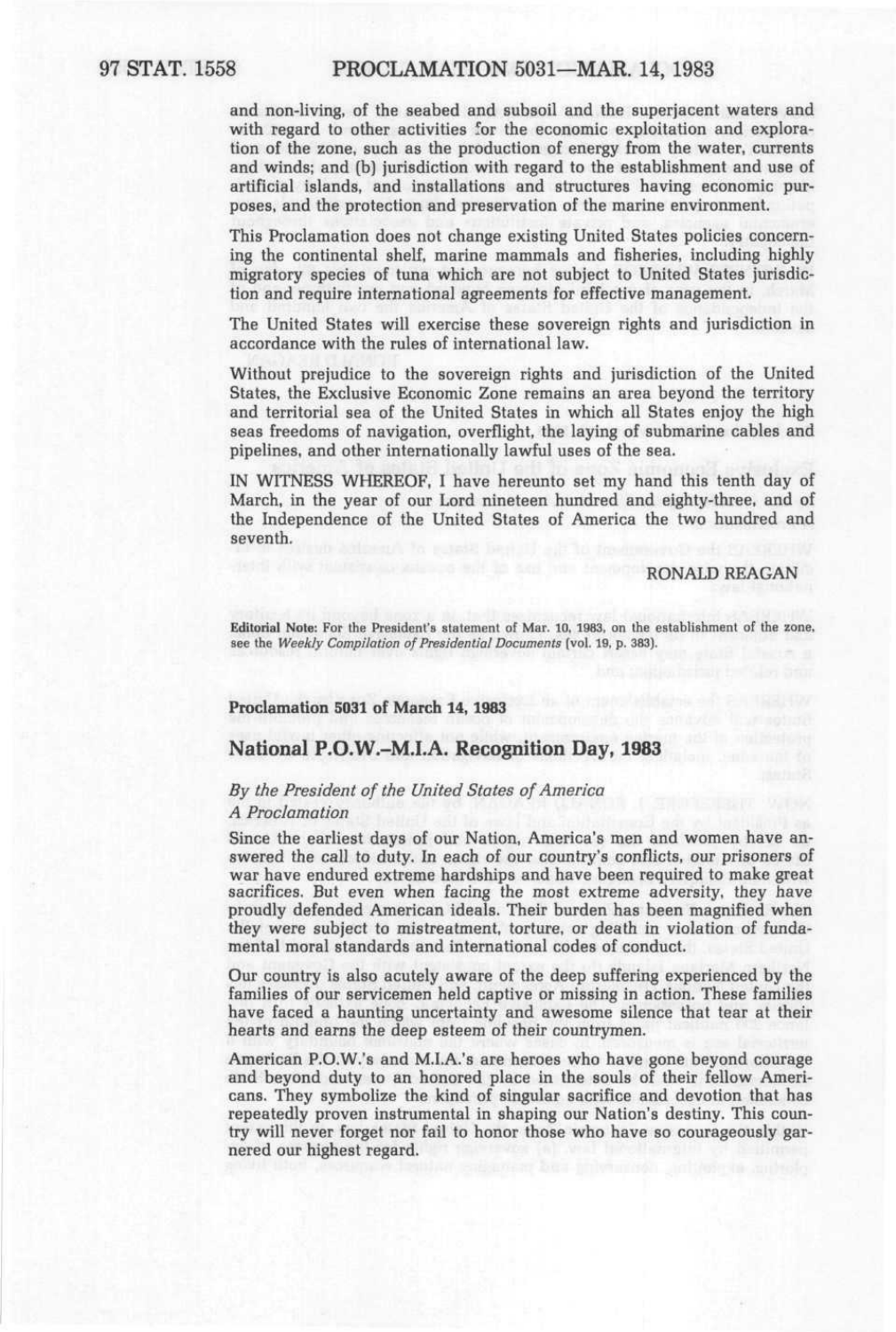and non-living, of the seabed and subsoil and the superjacent waters and with regard to other activities for the economic exploitation and exploration of the zone, such as the production of energy from the water, currents and winds; and (b) jurisdiction with regard to the establishment and use of artificial islands, and installations and structures having economic purposes, and the protection and preservation of the marine environment.

This Proclamation does not change existing United States policies concerning the continental shelf, marine mammals and fisheries, including highly migratory species of tuna which are not subject to United States jurisdiction and require international agreements for effective management.

The United States will exercise these sovereign rights and jurisdiction in accordance with the rules of international law.

Without prejudice to the sovereign rights and jurisdiction of the United States, the Exclusive Economic Zone remains an area beyond the territory and territorial sea of the United States in which all States enjoy the high seas freedoms of navigation, overflight, the laying of submarine cables and pipelines, and other internationally lawful uses of the sea.

IN WITNESS WHEREOF, I have hereunto set my hand this tenth day of March, in the year of our Lord nineteen hundred and eighty-three, and of the Independence of the United States of America the two hundred and seventh.

RONALD REAGAN

**Editorial Note:** For the President's statement of Mar. 10, 1983, on the establishment of the zone, see the *Weekly Compilation of Presidential Documents* (vol. 19, p. 383).

**Proclamation 5031 of March 14, 1983**

## National P.O.W.-M.I.A. Recognition Day, 1983

*By the President of the United States of America*
*A Proclamation*

Since the earliest days of our Nation, America's men and women have answered the call to duty. In each of our country's conflicts, our prisoners of war have endured extreme hardships and have been required to make great sacrifices. But even when facing the most extreme adversity, they have proudly defended American ideals. Their burden has been magnified when they were subject to mistreatment, torture, or death in violation of fundamental moral standards and international codes of conduct.

Our country is also acutely aware of the deep suffering experienced by the families of our servicemen held captive or missing in action. These families have faced a haunting uncertainty and awesome silence that tear at their hearts and earns the deep esteem of their countrymen.

American P.O.W.'s and M.I.A.'s are heroes who have gone beyond courage and beyond duty to an honored place in the souls of their fellow Americans. They symbolize the kind of singular sacrifice and devotion that has repeatedly proven instrumental in shaping our Nation's destiny. This country will never forget nor fail to honor those who have so courageously garnered our highest regard.